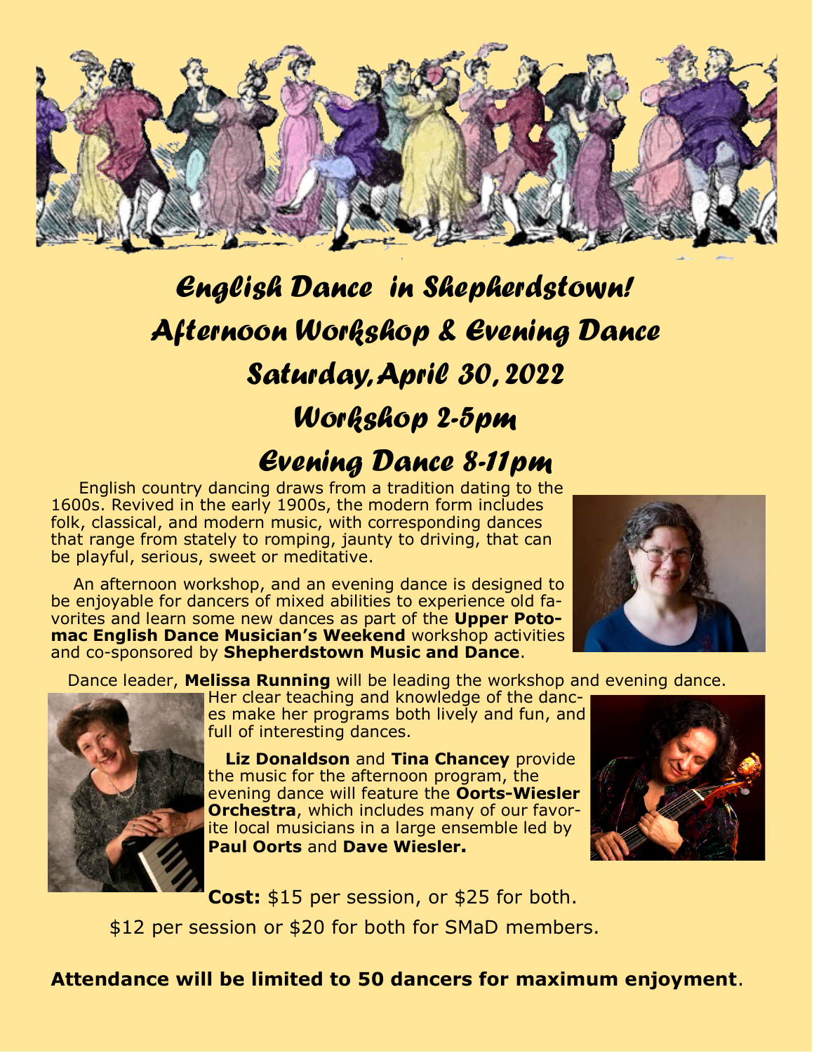# *English Dance in Shepherdstown!*

## *Afternoon Workshop & Evening Dance*

## *Saturday, April 30, 2022*

## *Workshop 2-5pm*

## *Evening Dance 8-11pm*

English country dancing draws from a tradition dating to the 1600s. Revived in the early 1900s, the modern form includes folk, classical, and modern music, with corresponding dances that range from stately to romping, jaunty to driving, that can be playful, serious, sweet or meditative.

An afternoon workshop, and an evening dance is designed to be enjoyable for dancers of mixed abilities to experience old favorites and learn some new dances as part of the **Upper Potomac English Dance Musician's Weekend** workshop activities and co-sponsored by **Shepherdstown Music and Dance**.

Dance leader, **Melissa Running** will be leading the workshop and evening dance. Her clear teaching and knowledge of the dances make her programs both lively and fun, and full of interesting dances.

**Liz Donaldson** and **Tina Chancey** provide the music for the afternoon program, the evening dance will feature the **Oorts-Wiesler Orchestra**, which includes many of our favorite local musicians in a large ensemble led by **Paul Oorts** and **Dave Wiesler.**

**Cost:** $15 per session, or $25 for both.

$12 per session or $20 for both for SMaD members.

**Attendance will be limited to 50 dancers for maximum enjoyment**.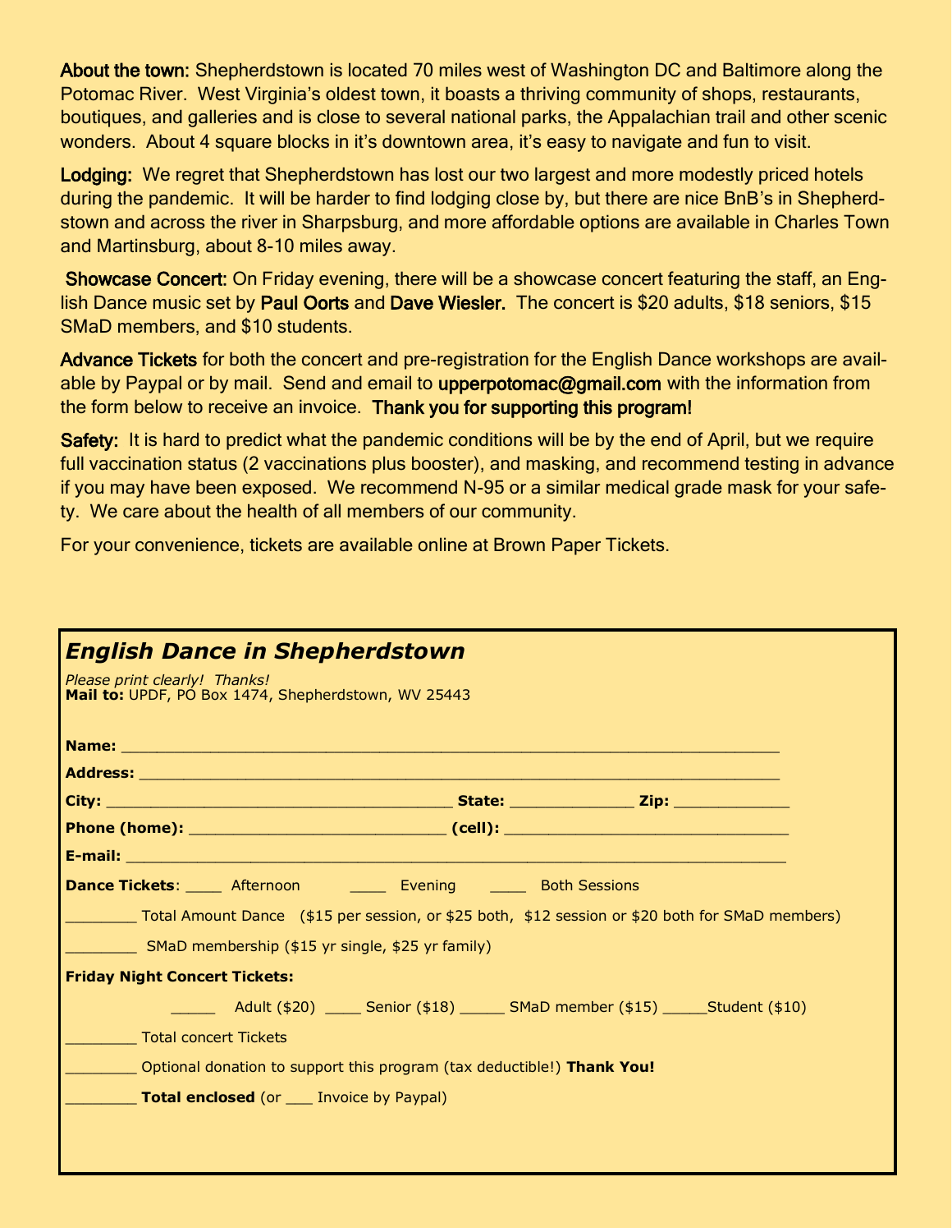**About the town:** Shepherdstown is located 70 miles west of Washington DC and Baltimore along the Potomac River. West Virginia's oldest town, it boasts a thriving community of shops, restaurants, boutiques, and galleries and is close to several national parks, the Appalachian trail and other scenic wonders. About 4 square blocks in it's downtown area, it's easy to navigate and fun to visit.

**Lodging:** We regret that Shepherdstown has lost our two largest and more modestly priced hotels during the pandemic. It will be harder to find lodging close by, but there are nice BnB's in Shepherdstown and across the river in Sharpsburg, and more affordable options are available in Charles Town and Martinsburg, about 8-10 miles away.

**Showcase Concert:** On Friday evening, there will be a showcase concert featuring the staff, an English Dance music set by **Paul Oorts** and **Dave Wiesler.** The concert is $20 adults, $18 seniors, $15 SMaD members, and $10 students.

**Advance Tickets** for both the concert and pre-registration for the English Dance workshops are available by Paypal or by mail. Send and email to **upperpotomac@gmail.com** with the information from the form below to receive an invoice. **Thank you for supporting this program!**

**Safety:** It is hard to predict what the pandemic conditions will be by the end of April, but we require full vaccination status (2 vaccinations plus booster), and masking, and recommend testing in advance if you may have been exposed. We recommend N-95 or a similar medical grade mask for your safety. We care about the health of all members of our community.

For your convenience, tickets are available online at Brown Paper Tickets.

## *English Dance in Shepherdstown*

*Please print clearly! Thanks!*
**Mail to:** UPDF, PO Box 1474, Shepherdstown, WV 25443

**Name:** ______________________________________________

**Address:** ______________________________________________

**City:** ________________________ **State:** __________ **Zip:** __________

**Phone (home):** ____________________ **(cell):** ____________________

**E-mail:** ______________________________________________

**Dance Tickets**: ____ Afternoon ____ Evening ____ Both Sessions

________ Total Amount Dance ($15 per session, or $25 both, $12 session or $20 both for SMaD members)

________ SMaD membership ($15 yr single, $25 yr family)

**Friday Night Concert Tickets:**

_____ Adult ($20) ____ Senior ($18) _____ SMaD member ($15) _____Student ($10)

________ Total concert Tickets

________ Optional donation to support this program (tax deductible!) **Thank You!**

________ **Total enclosed** (or ___ Invoice by Paypal)